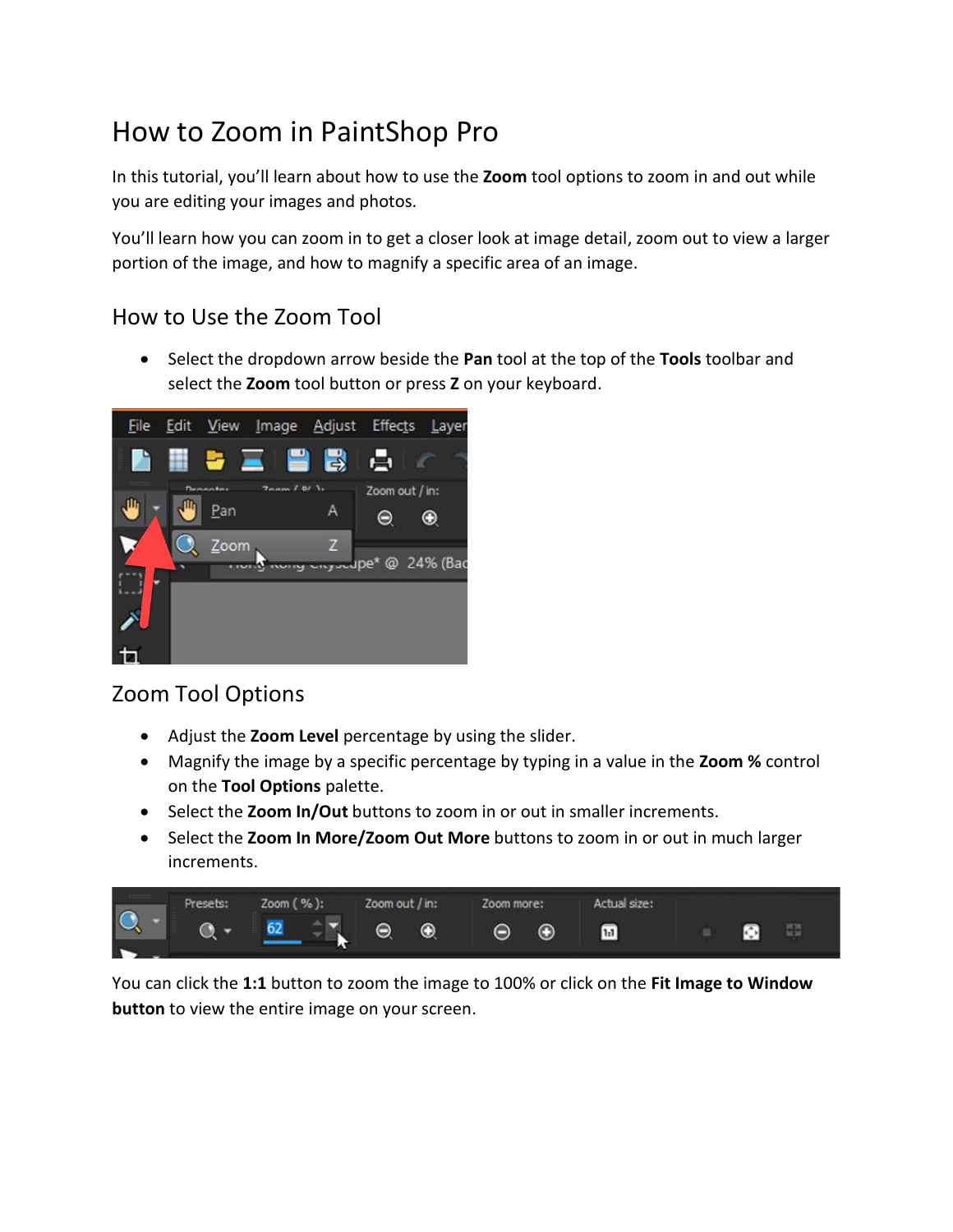# How to Zoom in PaintShop Pro

In this tutorial, you'll learn about how to use the **Zoom** tool options to zoom in and out while you are editing your images and photos.

You'll learn how you can zoom in to get a closer look at image detail, zoom out to view a larger portion of the image, and how to magnify a specific area of an image.

## How to Use the Zoom Tool

- Select the dropdown arrow beside the **Pan** tool at the top of the **Tools** toolbar and select the **Zoom** tool button or press **Z** on your keyboard.

## Zoom Tool Options

- Adjust the **Zoom Level** percentage by using the slider.
- Magnify the image by a specific percentage by typing in a value in the **Zoom %** control on the **Tool Options** palette.
- Select the **Zoom In/Out** buttons to zoom in or out in smaller increments.
- Select the **Zoom In More/Zoom Out More** buttons to zoom in or out in much larger increments.

You can click the **1:1** button to zoom the image to 100% or click on the **Fit Image to Window button** to view the entire image on your screen.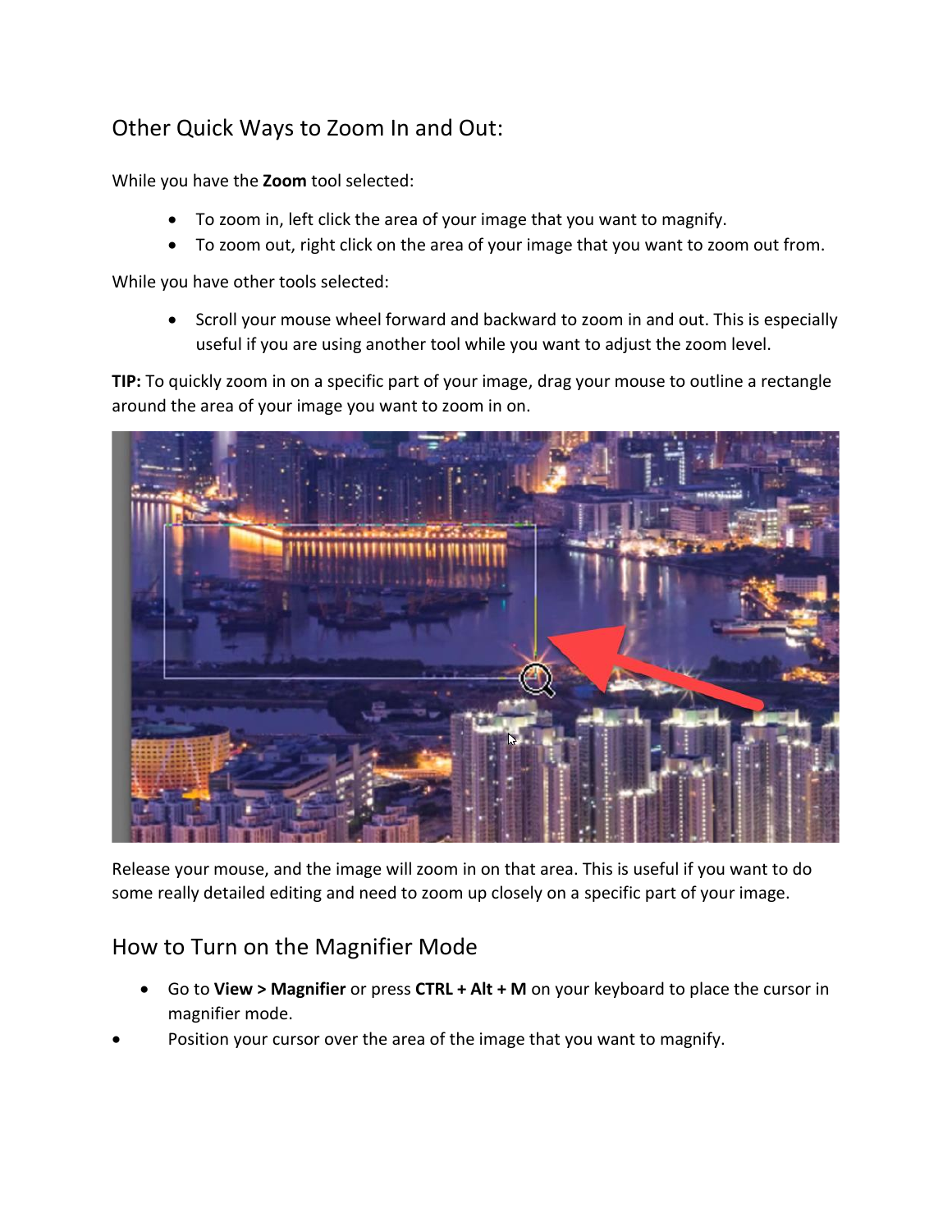## Other Quick Ways to Zoom In and Out:

While you have the **Zoom** tool selected:

- To zoom in, left click the area of your image that you want to magnify.
- To zoom out, right click on the area of your image that you want to zoom out from.

While you have other tools selected:

- Scroll your mouse wheel forward and backward to zoom in and out. This is especially useful if you are using another tool while you want to adjust the zoom level.

**TIP:** To quickly zoom in on a specific part of your image, drag your mouse to outline a rectangle around the area of your image you want to zoom in on.

Release your mouse, and the image will zoom in on that area. This is useful if you want to do some really detailed editing and need to zoom up closely on a specific part of your image.

## How to Turn on the Magnifier Mode

- Go to **View > Magnifier** or press **CTRL + Alt + M** on your keyboard to place the cursor in magnifier mode.
- Position your cursor over the area of the image that you want to magnify.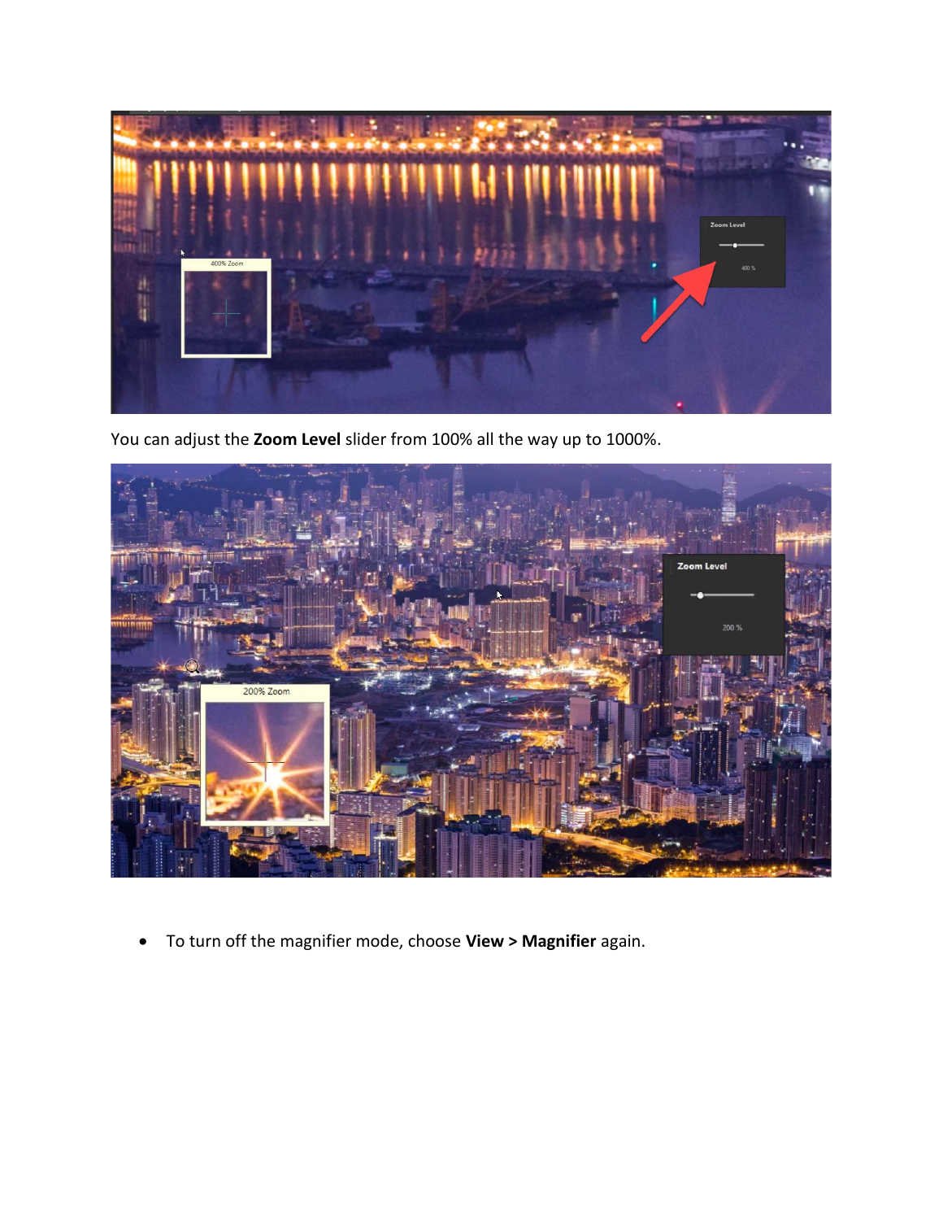You can adjust the **Zoom Level** slider from 100% all the way up to 1000%.

- To turn off the magnifier mode, choose **View > Magnifier** again.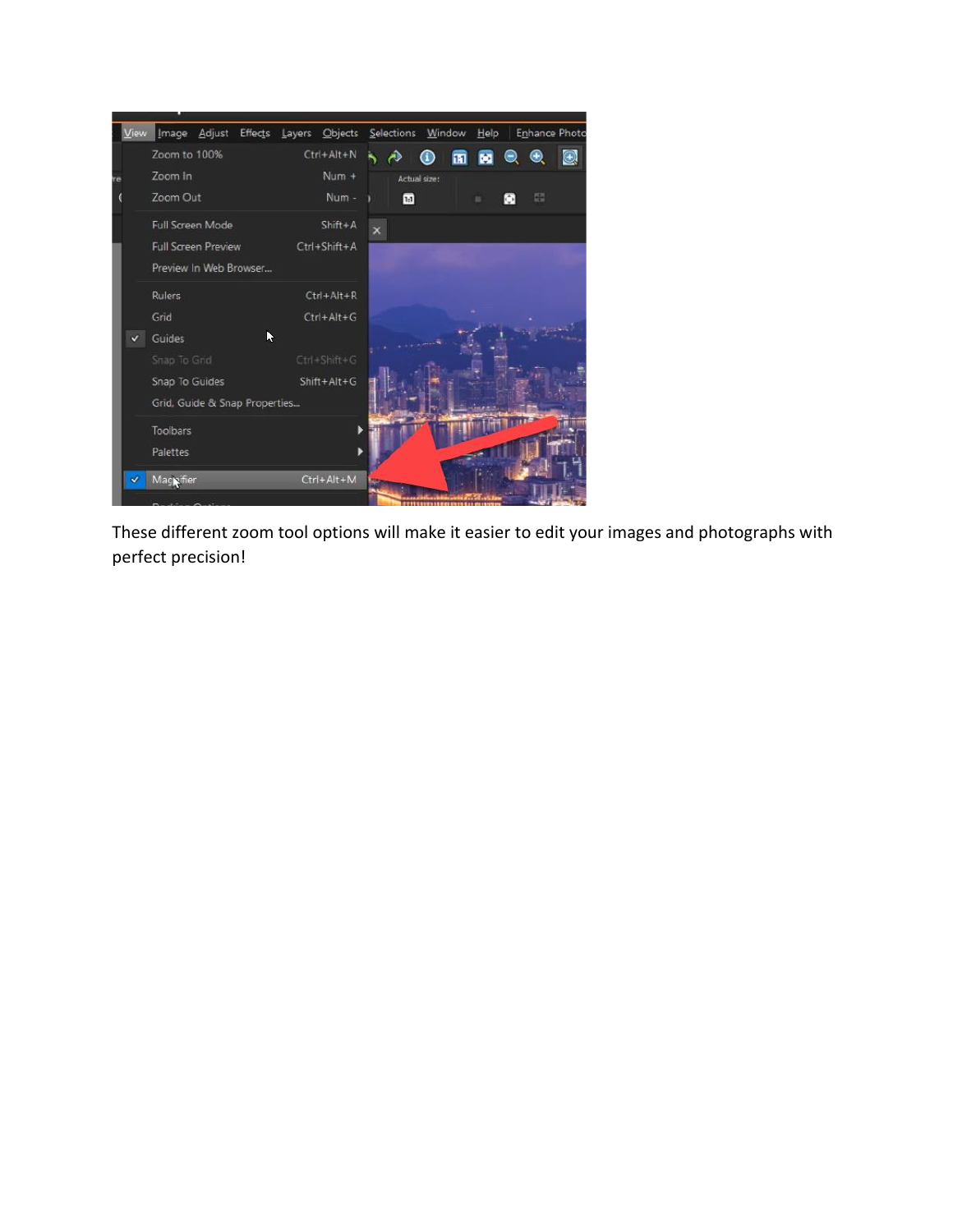These different zoom tool options will make it easier to edit your images and photographs with perfect precision!